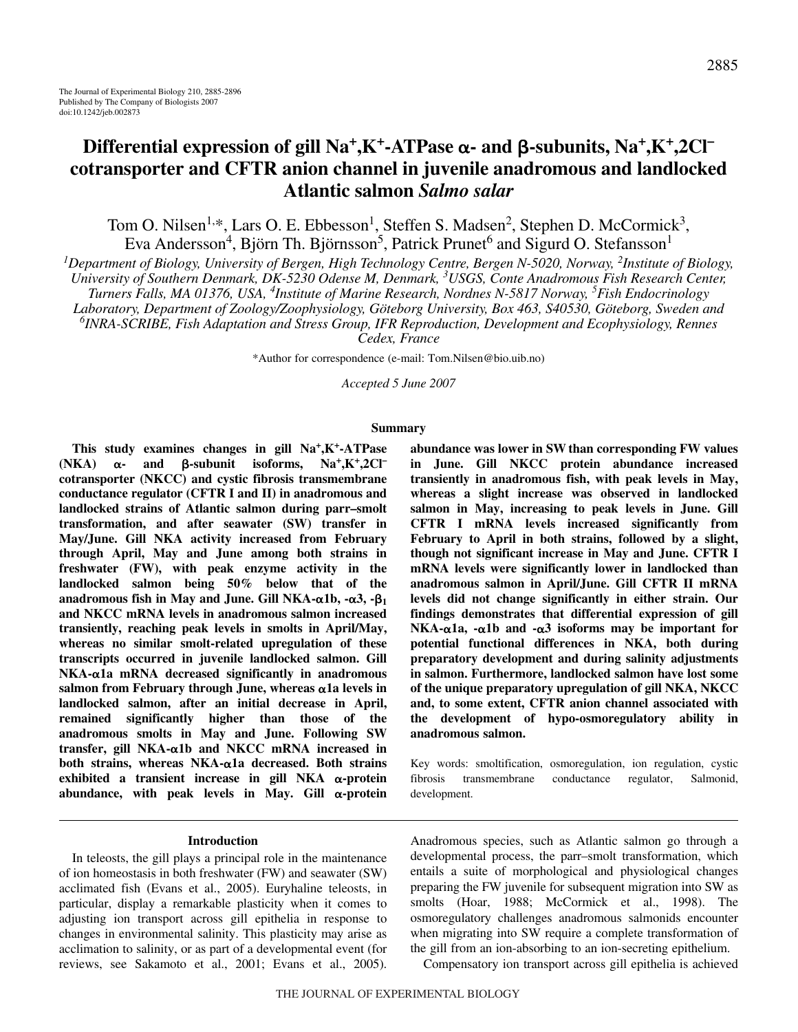The Journal of Experimental Biology 210, 2885-2896
Published by The Company of Biologists 2007
doi:10.1242/jeb.002873

# Differential expression of gill $Na^+,K^+$-ATPase α- and β-subunits, $Na^+,K^+,2Cl^-$ cotransporter and CFTR anion channel in juvenile anadromous and landlocked Atlantic salmon *Salmo salar*

Tom O. Nilsen[1,*], Lars O. E. Ebbesson[1], Steffen S. Madsen[2], Stephen D. McCormick[3], Eva Andersson[4], Björn Th. Björnsson[5], Patrick Prunet[6] and Sigurd O. Stefansson[1]

[1]Department of Biology, University of Bergen, High Technology Centre, Bergen N-5020, Norway, [2]Institute of Biology, University of Southern Denmark, DK-5230 Odense M, Denmark, [3]USGS, Conte Anadromous Fish Research Center, Turners Falls, MA 01376, USA, [4]Institute of Marine Research, Nordnes N-5817 Norway, [5]Fish Endocrinology Laboratory, Department of Zoology/Zoophysiology, Göteborg University, Box 463, S40530, Göteborg, Sweden and [6]INRA-SCRIBE, Fish Adaptation and Stress Group, IFR Reproduction, Development and Ecophysiology, Rennes Cedex, France

*Author for correspondence (e-mail: Tom.Nilsen@bio.uib.no)

*Accepted 5 June 2007*

## Summary

**This study examines changes in gill $Na^+,K^+$-ATPase (NKA) α- and β-subunit isoforms, $Na^+,K^+,2Cl^-$ cotransporter (NKCC) and cystic fibrosis transmembrane conductance regulator (CFTR I and II) in anadromous and landlocked strains of Atlantic salmon during parr–smolt transformation, and after seawater (SW) transfer in May/June. Gill NKA activity increased from February through April, May and June among both strains in freshwater (FW), with peak enzyme activity in the landlocked salmon being 50% below that of the anadromous fish in May and June. Gill NKA-α1b, -α3, -$\beta_1$ and NKCC mRNA levels in anadromous salmon increased transiently, reaching peak levels in smolts in April/May, whereas no similar smolt-related upregulation of these transcripts occurred in juvenile landlocked salmon. Gill NKA-α1a mRNA decreased significantly in anadromous salmon from February through June, whereas α1a levels in landlocked salmon, after an initial decrease in April, remained significantly higher than those of the anadromous smolts in May and June. Following SW transfer, gill NKA-α1b and NKCC mRNA increased in both strains, whereas NKA-α1a decreased. Both strains exhibited a transient increase in gill NKA α-protein abundance, with peak levels in May. Gill α-protein abundance was lower in SW than corresponding FW values in June. Gill NKCC protein abundance increased transiently in anadromous fish, with peak levels in May, whereas a slight increase was observed in landlocked salmon in May, increasing to peak levels in June. Gill CFTR I mRNA levels increased significantly from February to April in both strains, followed by a slight, though not significant increase in May and June. CFTR I mRNA levels were significantly lower in landlocked than anadromous salmon in April/June. Gill CFTR II mRNA levels did not change significantly in either strain. Our findings demonstrates that differential expression of gill NKA-α1a, -α1b and -α3 isoforms may be important for potential functional differences in NKA, both during preparatory development and during salinity adjustments in salmon. Furthermore, landlocked salmon have lost some of the unique preparatory upregulation of gill NKA, NKCC and, to some extent, CFTR anion channel associated with the development of hypo-osmoregulatory ability in anadromous salmon.**

Key words: smoltification, osmoregulation, ion regulation, cystic fibrosis transmembrane conductance regulator, Salmonid, development.

## Introduction

In teleosts, the gill plays a principal role in the maintenance of ion homeostasis in both freshwater (FW) and seawater (SW) acclimated fish (Evans et al., 2005). Euryhaline teleosts, in particular, display a remarkable plasticity when it comes to adjusting ion transport across gill epithelia in response to changes in environmental salinity. This plasticity may arise as acclimation to salinity, or as part of a developmental event (for reviews, see Sakamoto et al., 2001; Evans et al., 2005). Anadromous species, such as Atlantic salmon go through a developmental process, the parr–smolt transformation, which entails a suite of morphological and physiological changes preparing the FW juvenile for subsequent migration into SW as smolts (Hoar, 1988; McCormick et al., 1998). The osmoregulatory challenges anadromous salmonids encounter when migrating into SW require a complete transformation of the gill from an ion-absorbing to an ion-secreting epithelium.

Compensatory ion transport across gill epithelia is achieved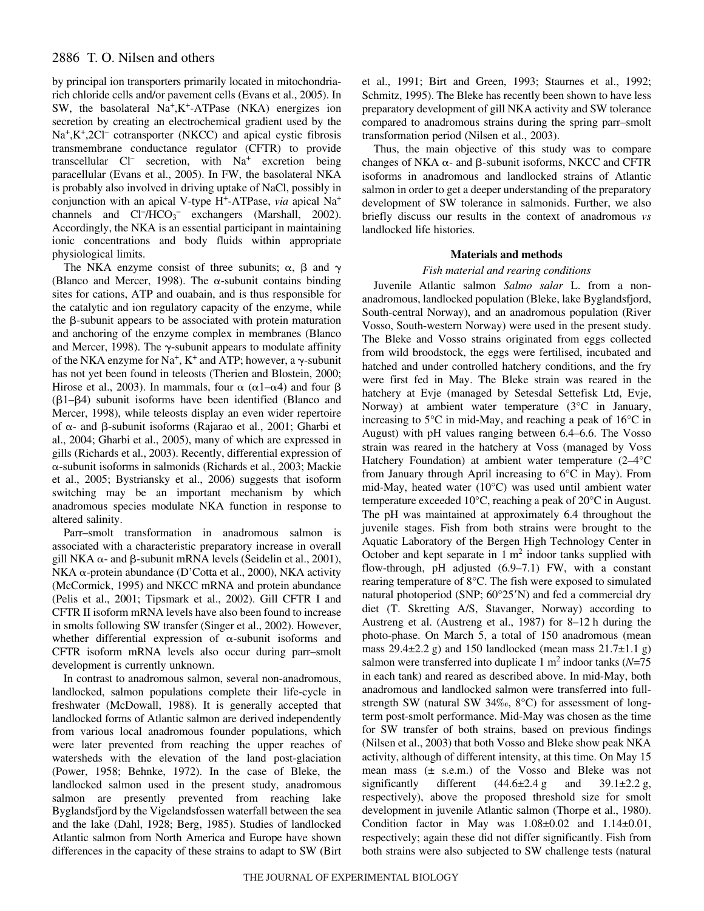by principal ion transporters primarily located in mitochondria-rich chloride cells and/or pavement cells (Evans et al., 2005). In SW, the basolateral $Na^+,K^+$-ATPase (NKA) energizes ion secretion by creating an electrochemical gradient used by the $Na^+,K^+,2Cl^-$ cotransporter (NKCC) and apical cystic fibrosis transmembrane conductance regulator (CFTR) to provide transcellular $Cl^-$ secretion, with $Na^+$ excretion being paracellular (Evans et al., 2005). In FW, the basolateral NKA is probably also involved in driving uptake of NaCl, possibly in conjunction with an apical V-type $H^+$-ATPase, *via* apical $Na^+$ channels and $Cl^-/HCO_3^-$ exchangers (Marshall, 2002). Accordingly, the NKA is an essential participant in maintaining ionic concentrations and body fluids within appropriate physiological limits.

The NKA enzyme consist of three subunits; α, β and γ (Blanco and Mercer, 1998). The α-subunit contains binding sites for cations, ATP and ouabain, and is thus responsible for the catalytic and ion regulatory capacity of the enzyme, while the β-subunit appears to be associated with protein maturation and anchoring of the enzyme complex in membranes (Blanco and Mercer, 1998). The γ-subunit appears to modulate affinity of the NKA enzyme for $Na^+$, $K^+$ and ATP; however, a γ-subunit has not yet been found in teleosts (Therien and Blostein, 2000; Hirose et al., 2003). In mammals, four α (α1–α4) and four β (β1–β4) subunit isoforms have been identified (Blanco and Mercer, 1998), while teleosts display an even wider repertoire of α- and β-subunit isoforms (Rajarao et al., 2001; Gharbi et al., 2004; Gharbi et al., 2005), many of which are expressed in gills (Richards et al., 2003). Recently, differential expression of α-subunit isoforms in salmonids (Richards et al., 2003; Mackie et al., 2005; Bystriansky et al., 2006) suggests that isoform switching may be an important mechanism by which anadromous species modulate NKA function in response to altered salinity.

Parr–smolt transformation in anadromous salmon is associated with a characteristic preparatory increase in overall gill NKA α- and β-subunit mRNA levels (Seidelin et al., 2001), NKA α-protein abundance (D'Cotta et al., 2000), NKA activity (McCormick, 1995) and NKCC mRNA and protein abundance (Pelis et al., 2001; Tipsmark et al., 2002). Gill CFTR I and CFTR II isoform mRNA levels have also been found to increase in smolts following SW transfer (Singer et al., 2002). However, whether differential expression of α-subunit isoforms and CFTR isoform mRNA levels also occur during parr–smolt development is currently unknown.

In contrast to anadromous salmon, several non-anadromous, landlocked, salmon populations complete their life-cycle in freshwater (McDowall, 1988). It is generally accepted that landlocked forms of Atlantic salmon are derived independently from various local anadromous founder populations, which were later prevented from reaching the upper reaches of watersheds with the elevation of the land post-glaciation (Power, 1958; Behnke, 1972). In the case of Bleke, the landlocked salmon used in the present study, anadromous salmon are presently prevented from reaching lake Byglandsfjord by the Vigelandsfossen waterfall between the sea and the lake (Dahl, 1928; Berg, 1985). Studies of landlocked Atlantic salmon from North America and Europe have shown differences in the capacity of these strains to adapt to SW (Birt et al., 1991; Birt and Green, 1993; Staurnes et al., 1992; Schmitz, 1995). The Bleke has recently been shown to have less preparatory development of gill NKA activity and SW tolerance compared to anadromous strains during the spring parr–smolt transformation period (Nilsen et al., 2003).

Thus, the main objective of this study was to compare changes of NKA α- and β-subunit isoforms, NKCC and CFTR isoforms in anadromous and landlocked strains of Atlantic salmon in order to get a deeper understanding of the preparatory development of SW tolerance in salmonids. Further, we also briefly discuss our results in the context of anadromous *vs* landlocked life histories.

## Materials and methods

### Fish material and rearing conditions

Juvenile Atlantic salmon *Salmo salar* L. from a non-anadromous, landlocked population (Bleke, lake Byglandsfjord, South-central Norway), and an anadromous population (River Vosso, South-western Norway) were used in the present study. The Bleke and Vosso strains originated from eggs collected from wild broodstock, the eggs were fertilised, incubated and hatched and under controlled hatchery conditions, and the fry were first fed in May. The Bleke strain was reared in the hatchery at Evje (managed by Setesdal Settefisk Ltd, Evje, Norway) at ambient water temperature (3°C in January, increasing to 5°C in mid-May, and reaching a peak of 16°C in August) with pH values ranging between 6.4–6.6. The Vosso strain was reared in the hatchery at Voss (managed by Voss Hatchery Foundation) at ambient water temperature (2–4°C from January through April increasing to 6°C in May). From mid-May, heated water (10°C) was used until ambient water temperature exceeded 10°C, reaching a peak of 20°C in August. The pH was maintained at approximately 6.4 throughout the juvenile stages. Fish from both strains were brought to the Aquatic Laboratory of the Bergen High Technology Center in October and kept separate in 1 $m^2$ indoor tanks supplied with flow-through, pH adjusted (6.9–7.1) FW, with a constant rearing temperature of 8°C. The fish were exposed to simulated natural photoperiod (SNP; 60°25′N) and fed a commercial dry diet (T. Skretting A/S, Stavanger, Norway) according to Austreng et al. (Austreng et al., 1987) for 8–12 h during the photo-phase. On March 5, a total of 150 anadromous (mean mass 29.4±2.2 g) and 150 landlocked (mean mass 21.7±1.1 g) salmon were transferred into duplicate 1 $m^2$ indoor tanks (*N*=75 in each tank) and reared as described above. In mid-May, both anadromous and landlocked salmon were transferred into full-strength SW (natural SW 34‰, 8°C) for assessment of long-term post-smolt performance. Mid-May was chosen as the time for SW transfer of both strains, based on previous findings (Nilsen et al., 2003) that both Vosso and Bleke show peak NKA activity, although of different intensity, at this time. On May 15 mean mass (± s.e.m.) of the Vosso and Bleke was not significantly different (44.6±2.4 g and 39.1±2.2 g, respectively), above the proposed threshold size for smolt development in juvenile Atlantic salmon (Thorpe et al., 1980). Condition factor in May was 1.08±0.02 and 1.14±0.01, respectively; again these did not differ significantly. Fish from both strains were also subjected to SW challenge tests (natural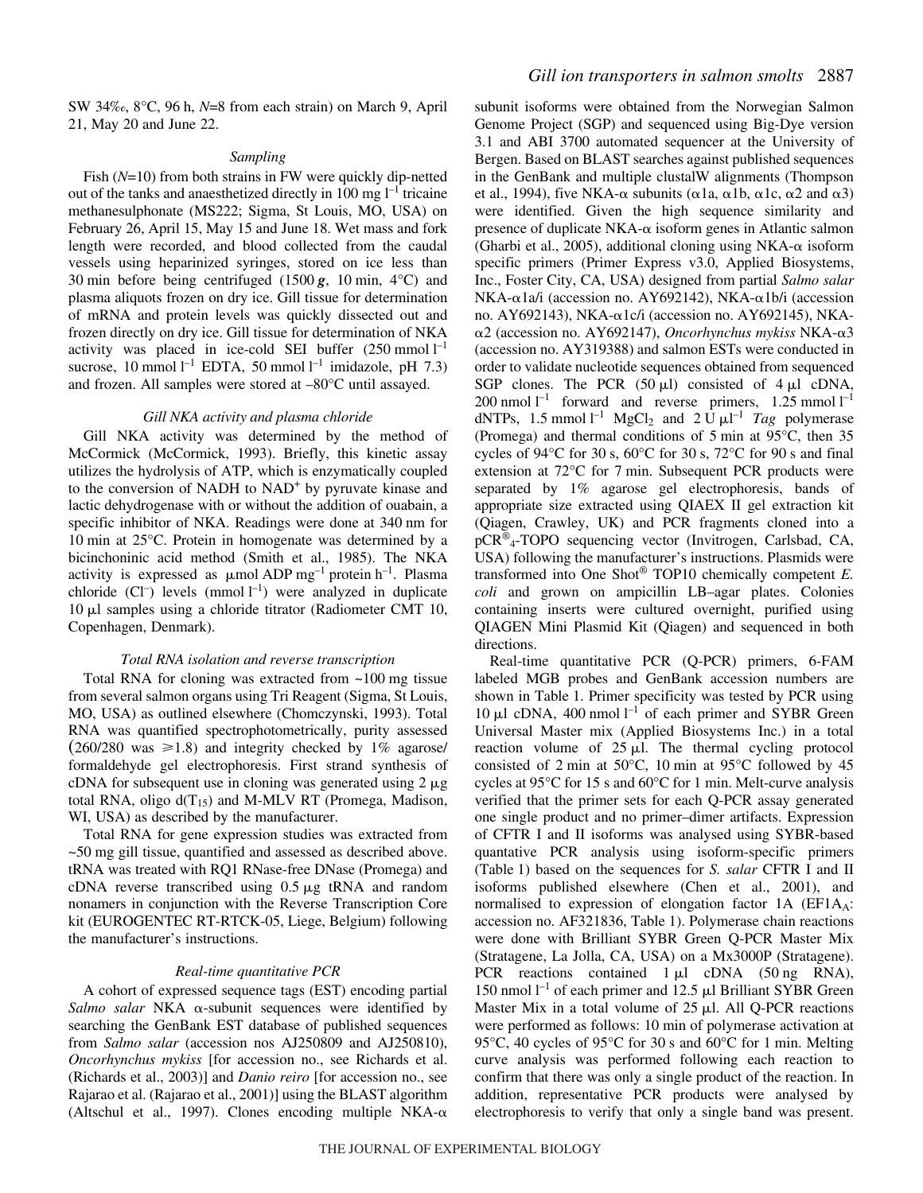SW 34‰, 8°C, 96 h, *N*=8 from each strain) on March 9, April 21, May 20 and June 22.

### *Sampling*

Fish (*N*=10) from both strains in FW were quickly dip-netted out of the tanks and anaesthetized directly in 100 mg $l^{-1}$ tricaine methanesulphonate (MS222; Sigma, St Louis, MO, USA) on February 26, April 15, May 15 and June 18. Wet mass and fork length were recorded, and blood collected from the caudal vessels using heparinized syringes, stored on ice less than 30 min before being centrifuged (1500 ***g***, 10 min, 4°C) and plasma aliquots frozen on dry ice. Gill tissue for determination of mRNA and protein levels was quickly dissected out and frozen directly on dry ice. Gill tissue for determination of NKA activity was placed in ice-cold SEI buffer (250 mmol $l^{-1}$ sucrose, 10 mmol $l^{-1}$ EDTA, 50 mmol $l^{-1}$ imidazole, pH 7.3) and frozen. All samples were stored at –80°C until assayed.

### *Gill NKA activity and plasma chloride*

Gill NKA activity was determined by the method of McCormick (McCormick, 1993). Briefly, this kinetic assay utilizes the hydrolysis of ATP, which is enzymatically coupled to the conversion of NADH to $NAD^+$ by pyruvate kinase and lactic dehydrogenase with or without the addition of ouabain, a specific inhibitor of NKA. Readings were done at 340 nm for 10 min at 25°C. Protein in homogenate was determined by a bicinchoninic acid method (Smith et al., 1985). The NKA activity is expressed as μmol ADP $mg^{-1}$ protein $h^{-1}$. Plasma chloride ($Cl^-$) levels (mmol $l^{-1}$) were analyzed in duplicate 10 μl samples using a chloride titrator (Radiometer CMT 10, Copenhagen, Denmark).

### *Total RNA isolation and reverse transcription*

Total RNA for cloning was extracted from ~100 mg tissue from several salmon organs using Tri Reagent (Sigma, St Louis, MO, USA) as outlined elsewhere (Chomczynski, 1993). Total RNA was quantified spectrophotometrically, purity assessed (260/280 was ≥1.8) and integrity checked by 1% agarose/formaldehyde gel electrophoresis. First strand synthesis of cDNA for subsequent use in cloning was generated using 2 μg total RNA, oligo d($T_{15}$) and M-MLV RT (Promega, Madison, WI, USA) as described by the manufacturer.

Total RNA for gene expression studies was extracted from ~50 mg gill tissue, quantified and assessed as described above. tRNA was treated with RQ1 RNase-free DNase (Promega) and cDNA reverse transcribed using 0.5 μg tRNA and random nonamers in conjunction with the Reverse Transcription Core kit (EUROGENTEC RT-RTCK-05, Liege, Belgium) following the manufacturer's instructions.

### *Real-time quantitative PCR*

A cohort of expressed sequence tags (EST) encoding partial *Salmo salar* NKA α-subunit sequences were identified by searching the GenBank EST database of published sequences from *Salmo salar* (accession nos AJ250809 and AJ250810), *Oncorhynchus mykiss* [for accession no., see Richards et al. (Richards et al., 2003)] and *Danio reiro* [for accession no., see Rajarao et al. (Rajarao et al., 2001)] using the BLAST algorithm (Altschul et al., 1997). Clones encoding multiple NKA-α subunit isoforms were obtained from the Norwegian Salmon Genome Project (SGP) and sequenced using Big-Dye version 3.1 and ABI 3700 automated sequencer at the University of Bergen. Based on BLAST searches against published sequences in the GenBank and multiple clustalW alignments (Thompson et al., 1994), five NKA-α subunits (α1a, α1b, α1c, α2 and α3) were identified. Given the high sequence similarity and presence of duplicate NKA-α isoform genes in Atlantic salmon (Gharbi et al., 2005), additional cloning using NKA-α isoform specific primers (Primer Express v3.0, Applied Biosystems, Inc., Foster City, CA, USA) designed from partial *Salmo salar* NKA-α1a/i (accession no. AY692142), NKA-α1b/i (accession no. AY692143), NKA-α1c/i (accession no. AY692145), NKA-α2 (accession no. AY692147), *Oncorhynchus mykiss* NKA-α3 (accession no. AY319388) and salmon ESTs were conducted in order to validate nucleotide sequences obtained from sequenced SGP clones. The PCR (50 μl) consisted of 4 μl cDNA, 200 nmol $l^{-1}$ forward and reverse primers, 1.25 mmol $l^{-1}$ dNTPs, 1.5 mmol $l^{-1}$ $MgCl_2$ and 2 U $μl^{-1}$ *Tag* polymerase (Promega) and thermal conditions of 5 min at 95°C, then 35 cycles of 94°C for 30 s, 60°C for 30 s, 72°C for 90 s and final extension at 72°C for 7 min. Subsequent PCR products were separated by 1% agarose gel electrophoresis, bands of appropriate size extracted using QIAEX II gel extraction kit (Qiagen, Crawley, UK) and PCR fragments cloned into a pCR®4-TOPO sequencing vector (Invitrogen, Carlsbad, CA, USA) following the manufacturer's instructions. Plasmids were transformed into One Shot® TOP10 chemically competent *E. coli* and grown on ampicillin LB–agar plates. Colonies containing inserts were cultured overnight, purified using QIAGEN Mini Plasmid Kit (Qiagen) and sequenced in both directions.

Real-time quantitative PCR (Q-PCR) primers, 6-FAM labeled MGB probes and GenBank accession numbers are shown in Table 1. Primer specificity was tested by PCR using 10 μl cDNA, 400 nmol $l^{-1}$ of each primer and SYBR Green Universal Master mix (Applied Biosystems Inc.) in a total reaction volume of 25 μl. The thermal cycling protocol consisted of 2 min at 50°C, 10 min at 95°C followed by 45 cycles at 95°C for 15 s and 60°C for 1 min. Melt-curve analysis verified that the primer sets for each Q-PCR assay generated one single product and no primer–dimer artifacts. Expression of CFTR I and II isoforms was analysed using SYBR-based quantitative PCR analysis using isoform-specific primers (Table 1) based on the sequences for *S. salar* CFTR I and II isoforms published elsewhere (Chen et al., 2001), and normalised to expression of elongation factor 1A ($EF1A_A$: accession no. AF321836, Table 1). Polymerase chain reactions were done with Brilliant SYBR Green Q-PCR Master Mix (Stratagene, La Jolla, CA, USA) on a Mx3000P (Stratagene). PCR reactions contained 1 μl cDNA (50 ng RNA), 150 nmol $l^{-1}$ of each primer and 12.5 μl Brilliant SYBR Green Master Mix in a total volume of 25 μl. All Q-PCR reactions were performed as follows: 10 min of polymerase activation at 95°C, 40 cycles of 95°C for 30 s and 60°C for 1 min. Melting curve analysis was performed following each reaction to confirm that there was only a single product of the reaction. In addition, representative PCR products were analysed by electrophoresis to verify that only a single band was present.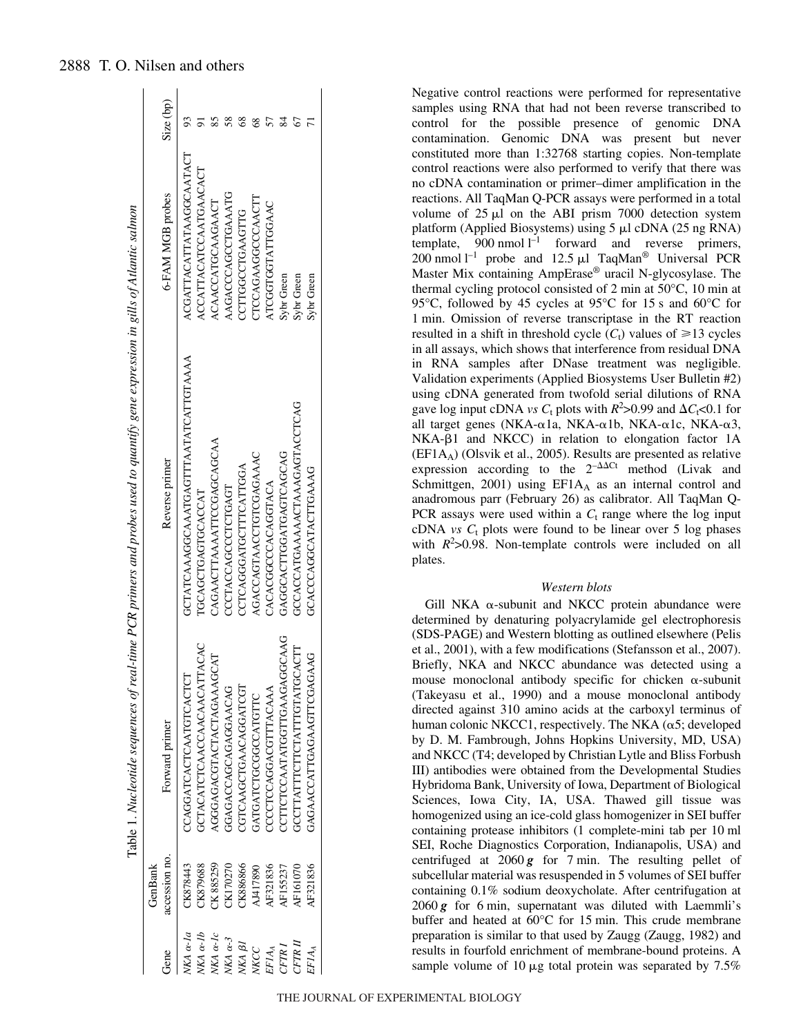Table 1. *Nucleotide sequences of real-time PCR primers and probes used to quantify gene expression in gills of Atlantic salmon*

| Gene | GenBank accession no. | Forward primer | Reverse primer | 6-FAM MGB probes | Size (bp) |
|---|---|---|---|---|---|
| *NKA α-1a* | CK878443 | CCAGGATCACTCAATGTCACTCT | GCTATCAAAGGCAAATGAGTTTAATATCATTGTAAA | ACGATTACATTATAAGGCAATACT | 93 |
| *NKA α-1b* | CK879688 | GCTACATCTCAACCAACAACATTACAC | TGCAGCTGAGTGCACCAT | ACCATTACATCCAATGAACACT | 91 |
| *NKA α-1c* | CK 885259 | AGGGAGACGTACTACTAGAAAGCAT | CAGAACTTAAAATTCCGAGCAGCAA | ACAACCATGCAAGAACT | 85 |
| *NKA α-3* | CK170270 | GGAGACCAGCAGAGGAACAG | CCCTACCAGCCCTCTGAGT | AAGACCCAGCCTGAAATG | 58 |
| *NKA β1* | CK886866 | CGTCAAGCTGAACAGGATCGT | CCTCAGGGATGCTTTCATTGGA | CCTTGGCCTGAAGTTG | 68 |
| *NKCC* | AJ417890 | GATGATCTGCGGCCATGTTC | AGACCAGTAACCTGTCGAGAAAC | CTCCAGAAGGCCCAACTT | 68 |
| *EF1A$_A$* | AF321836 | CCCCTCCAGGACGTTTACAAA | CACACGGCCCACAGGTACA | ATCGGTGGTATTGGAAC | 57 |
| *CFTR I* | AF155237 | CCTTCTCCAATATGGTTGAAGAGGCAAG | GAGGCACTTGGATGAGTCAGCAG | Sybr Green | 84 |
| *CFTR II* | AF161070 | GCCTTATTTCTTCTATTTGTATGCACTT | GCCACCATGAAAAACTAAAGAGTACCTCAG | Sybr Green | 67 |
| *EF1A$_A$* | AF321836 | GAGAACCATTGAGAAGTTCGAGAAG | GCACCCAGGCATACTTGAAAG | Sybr Green | 71 |

Negative control reactions were performed for representative samples using RNA that had not been reverse transcribed to control for the possible presence of genomic DNA contamination. Genomic DNA was present but never constituted more than 1:32768 starting copies. Non-template control reactions were also performed to verify that there was no cDNA contamination or primer–dimer amplification in the reactions. All TaqMan Q-PCR assays were performed in a total volume of 25 μl on the ABI prism 7000 detection system platform (Applied Biosystems) using 5 μl cDNA (25 ng RNA) template, 900 nmol $l^{-1}$ forward and reverse primers, 200 nmol $l^{-1}$ probe and 12.5 μl TaqMan® Universal PCR Master Mix containing AmpErase® uracil N-glycosylase. The thermal cycling protocol consisted of 2 min at 50°C, 10 min at 95°C, followed by 45 cycles at 95°C for 15 s and 60°C for 1 min. Omission of reverse transcriptase in the RT reaction resulted in a shift in threshold cycle ($C_t$) values of ≥13 cycles in all assays, which shows that interference from residual DNA in RNA samples after DNase treatment was negligible. Validation experiments (Applied Biosystems User Bulletin #2) using cDNA generated from twofold serial dilutions of RNA gave log input cDNA *vs* $C_t$ plots with $R^2$>0.99 and $\Delta C_t$<0.1 for all target genes (NKA-α1a, NKA-α1b, NKA-α1c, NKA-α3, NKA-β1 and NKCC) in relation to elongation factor 1A (EF1A$_A$) (Olsvik et al., 2005). Results are presented as relative expression according to the $2^{-\Delta\Delta Ct}$ method (Livak and Schmittgen, 2001) using EF1A$_A$ as an internal control and anadromous parr (February 26) as calibrator. All TaqMan Q-PCR assays were used within a $C_t$ range where the log input cDNA *vs* $C_t$ plots were found to be linear over 5 log phases with $R^2$>0.98. Non-template controls were included on all plates.

### *Western blots*

Gill NKA α-subunit and NKCC protein abundance were determined by denaturing polyacrylamide gel electrophoresis (SDS-PAGE) and Western blotting as outlined elsewhere (Pelis et al., 2001), with a few modifications (Stefansson et al., 2007). Briefly, NKA and NKCC abundance was detected using a mouse monoclonal antibody specific for chicken α-subunit (Takeyasu et al., 1990) and a mouse monoclonal antibody directed against 310 amino acids at the carboxyl terminus of human colonic NKCC1, respectively. The NKA (α5; developed by D. M. Fambrough, Johns Hopkins University, MD, USA) and NKCC (T4; developed by Christian Lytle and Bliss Forbush III) antibodies were obtained from the Developmental Studies Hybridoma Bank, University of Iowa, Department of Biological Sciences, Iowa City, IA, USA. Thawed gill tissue was homogenized using an ice-cold glass homogenizer in SEI buffer containing protease inhibitors (1 complete-mini tab per 10 ml SEI, Roche Diagnostics Corporation, Indianapolis, USA) and centrifuged at 2060 ***g*** for 7 min. The resulting pellet of subcellular material was resuspended in 5 volumes of SEI buffer containing 0.1% sodium deoxycholate. After centrifugation at 2060 ***g*** for 6 min, supernatant was diluted with Laemmli's buffer and heated at 60°C for 15 min. This crude membrane preparation is similar to that used by Zaugg (Zaugg, 1982) and results in fourfold enrichment of membrane-bound proteins. A sample volume of 10 μg total protein was separated by 7.5%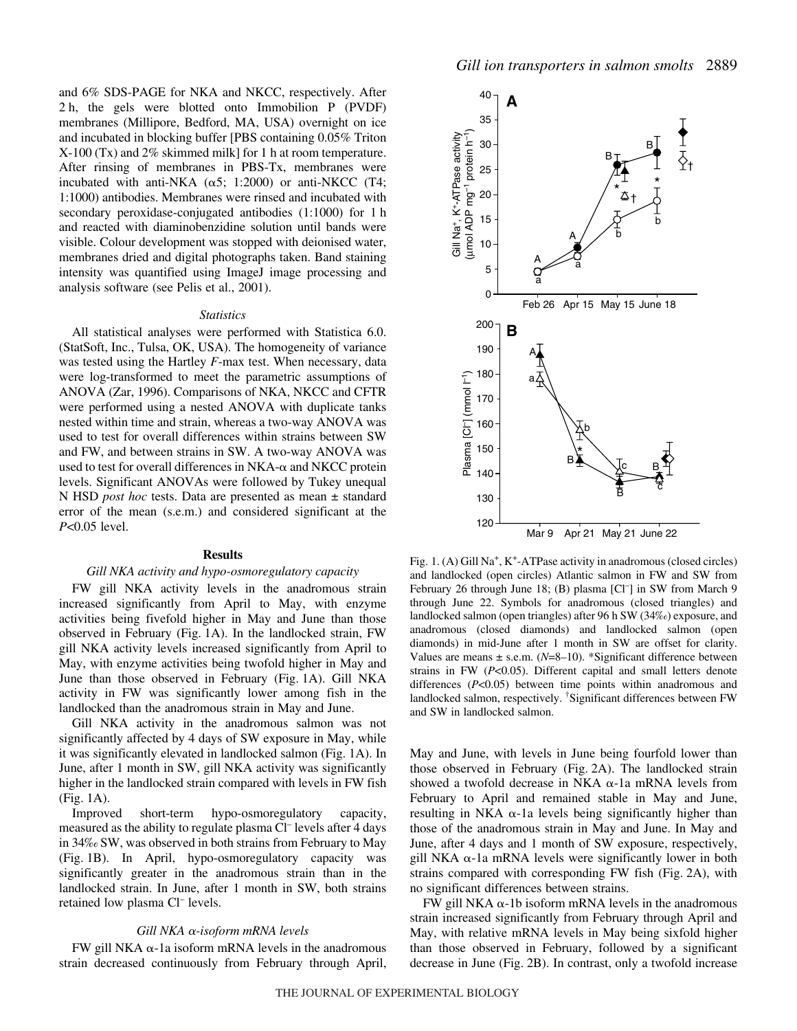and 6% SDS-PAGE for NKA and NKCC, respectively. After 2 h, the gels were blotted onto Immobilion P (PVDF) membranes (Millipore, Bedford, MA, USA) overnight on ice and incubated in blocking buffer [PBS containing 0.05% Triton X-100 (Tx) and 2% skimmed milk] for 1 h at room temperature. After rinsing of membranes in PBS-Tx, membranes were incubated with anti-NKA (α5; 1:2000) or anti-NKCC (T4; 1:1000) antibodies. Membranes were rinsed and incubated with secondary peroxidase-conjugated antibodies (1:1000) for 1 h and reacted with diaminobenzidine solution until bands were visible. Colour development was stopped with deionised water, membranes dried and digital photographs taken. Band staining intensity was quantified using ImageJ image processing and analysis software (see Pelis et al., 2001).

### *Statistics*

All statistical analyses were performed with Statistica 6.0. (StatSoft, Inc., Tulsa, OK, USA). The homogeneity of variance was tested using the Hartley *F*-max test. When necessary, data were log-transformed to meet the parametric assumptions of ANOVA (Zar, 1996). Comparisons of NKA, NKCC and CFTR were performed using a nested ANOVA with duplicate tanks nested within time and strain, whereas a two-way ANOVA was used to test for overall differences within strains between SW and FW, and between strains in SW. A two-way ANOVA was used to test for overall differences in NKA-α and NKCC protein levels. Significant ANOVAs were followed by Tukey unequal N HSD *post hoc* tests. Data are presented as mean ± standard error of the mean (s.e.m.) and considered significant at the $P<0.05$ level.

## Results

### *Gill NKA activity and hypo-osmoregulatory capacity*

FW gill NKA activity levels in the anadromous strain increased significantly from April to May, with enzyme activities being fivefold higher in May and June than those observed in February (Fig. 1A). In the landlocked strain, FW gill NKA activity levels increased significantly from April to May, with enzyme activities being twofold higher in May and June than those observed in February (Fig. 1A). Gill NKA activity in FW was significantly lower among fish in the landlocked than the anadromous strain in May and June.

Gill NKA activity in the anadromous salmon was not significantly affected by 4 days of SW exposure in May, while it was significantly elevated in landlocked salmon (Fig. 1A). In June, after 1 month in SW, gill NKA activity was significantly higher in the landlocked strain compared with levels in FW fish (Fig. 1A).

Improved short-term hypo-osmoregulatory capacity, measured as the ability to regulate plasma $Cl^-$ levels after 4 days in 34‰ SW, was observed in both strains from February to May (Fig. 1B). In April, hypo-osmoregulatory capacity was significantly greater in the anadromous strain than in the landlocked strain. In June, after 1 month in SW, both strains retained low plasma $Cl^-$ levels.

### *Gill NKA α-isoform mRNA levels*

FW gill NKA α-1a isoform mRNA levels in the anadromous strain decreased continuously from February through April, May and June, with levels in June being fourfold lower than those observed in February (Fig. 2A). The landlocked strain showed a twofold decrease in NKA α-1a mRNA levels from February to April and remained stable in May and June, resulting in NKA α-1a levels being significantly higher than those of the anadromous strain in May and June. In May and June, after 4 days and 1 month of SW exposure, respectively, gill NKA α-1a mRNA levels were significantly lower in both strains compared with corresponding FW fish (Fig. 2A), with no significant differences between strains.

FW gill NKA α-1b isoform mRNA levels in the anadromous strain increased significantly from February through April and May, with relative mRNA levels in May being sixfold higher than those observed in February, followed by a significant decrease in June (Fig. 2B). In contrast, only a twofold increase

Fig. 1. (A) Gill $Na^+$, $K^+$-ATPase activity in anadromous (closed circles) and landlocked (open circles) Atlantic salmon in FW and SW from February 26 through June 18; (B) plasma [$Cl^-$] in SW from March 9 through June 22. Symbols for anadromous (closed triangles) and landlocked salmon (open triangles) after 96 h SW (34‰) exposure, and anadromous (closed diamonds) and landlocked salmon (open diamonds) in mid-June after 1 month in SW are offset for clarity. Values are means ± s.e.m. ($N$=8–10). *Significant difference between strains in FW ($P<0.05$). Different capital and small letters denote differences ($P<0.05$) between time points within anadromous and landlocked salmon, respectively. †Significant differences between FW and SW in landlocked salmon.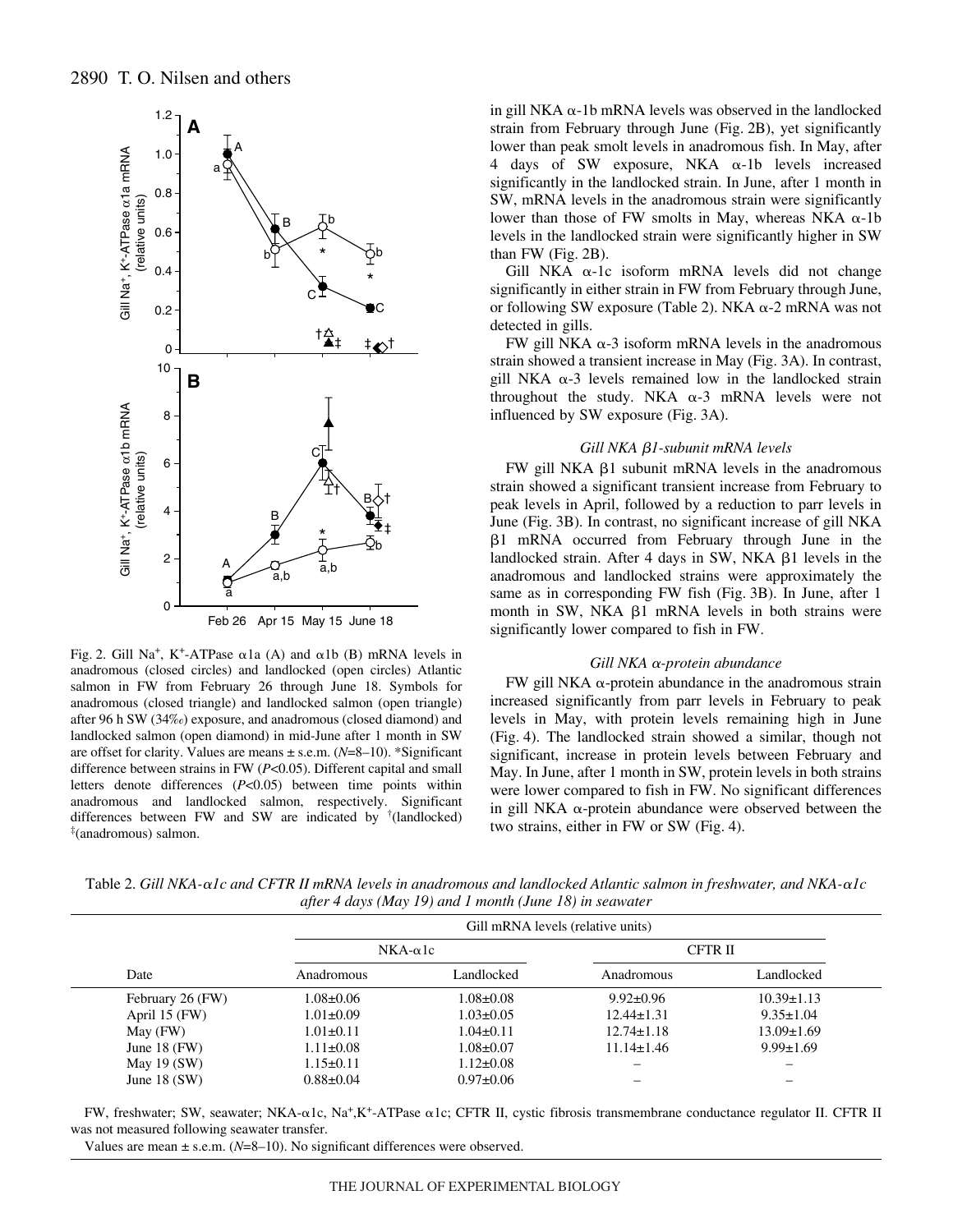Fig. 2. Gill $Na^+$, $K^+$-ATPase α1a (A) and α1b (B) mRNA levels in anadromous (closed circles) and landlocked (open circles) Atlantic salmon in FW from February 26 through June 18. Symbols for anadromous (closed triangle) and landlocked salmon (open triangle) after 96 h SW (34‰) exposure, and anadromous (closed diamond) and landlocked salmon (open diamond) in mid-June after 1 month in SW are offset for clarity. Values are means ± s.e.m. ($N$=8–10). *Significant difference between strains in FW ($P$<0.05). Different capital and small letters denote differences ($P$<0.05) between time points within anadromous and landlocked salmon, respectively. Significant differences between FW and SW are indicated by †(landlocked) ‡(anadromous) salmon.

in gill NKA α-1b mRNA levels was observed in the landlocked strain from February through June (Fig. 2B), yet significantly lower than peak smolt levels in anadromous fish. In May, after 4 days of SW exposure, NKA α-1b levels increased significantly in the landlocked strain. In June, after 1 month in SW, mRNA levels in the anadromous strain were significantly lower than those of FW smolts in May, whereas NKA α-1b levels in the landlocked strain were significantly higher in SW than FW (Fig. 2B).

Gill NKA α-1c isoform mRNA levels did not change significantly in either strain in FW from February through June, or following SW exposure (Table 2). NKA α-2 mRNA was not detected in gills.

FW gill NKA α-3 isoform mRNA levels in the anadromous strain showed a transient increase in May (Fig. 3A). In contrast, gill NKA α-3 levels remained low in the landlocked strain throughout the study. NKA α-3 mRNA levels were not influenced by SW exposure (Fig. 3A).

### *Gill NKA β1-subunit mRNA levels*

FW gill NKA β1 subunit mRNA levels in the anadromous strain showed a significant transient increase from February to peak levels in April, followed by a reduction to parr levels in June (Fig. 3B). In contrast, no significant increase of gill NKA β1 mRNA occurred from February through June in the landlocked strain. After 4 days in SW, NKA β1 levels in the anadromous and landlocked strains were approximately the same as in corresponding FW fish (Fig. 3B). In June, after 1 month in SW, NKA β1 mRNA levels in both strains were significantly lower compared to fish in FW.

### *Gill NKA α-protein abundance*

FW gill NKA α-protein abundance in the anadromous strain increased significantly from parr levels in February to peak levels in May, with protein levels remaining high in June (Fig. 4). The landlocked strain showed a similar, though not significant, increase in protein levels between February and May. In June, after 1 month in SW, protein levels in both strains were lower compared to fish in FW. No significant differences in gill NKA α-protein abundance were observed between the two strains, either in FW or SW (Fig. 4).

Table 2. *Gill NKA-α1c and CFTR II mRNA levels in anadromous and landlocked Atlantic salmon in freshwater, and NKA-α1c after 4 days (May 19) and 1 month (June 18) in seawater*

| | Gill mRNA levels (relative units) | | | |
|---|---|---|---|---|
| | NKA-α1c | | CFTR II | |
| Date | Anadromous | Landlocked | Anadromous | Landlocked |
| February 26 (FW) | 1.08±0.06 | 1.08±0.08 | 9.92±0.96 | 10.39±1.13 |
| April 15 (FW) | 1.01±0.09 | 1.03±0.05 | 12.44±1.31 | 9.35±1.04 |
| May (FW) | 1.01±0.11 | 1.04±0.11 | 12.74±1.18 | 13.09±1.69 |
| June 18 (FW) | 1.11±0.08 | 1.08±0.07 | 11.14±1.46 | 9.99±1.69 |
| May 19 (SW) | 1.15±0.11 | 1.12±0.08 | – | – |
| June 18 (SW) | 0.88±0.04 | 0.97±0.06 | – | – |

FW, freshwater; SW, seawater; NKA-α1c, $Na^+$,$K^+$-ATPase α1c; CFTR II, cystic fibrosis transmembrane conductance regulator II. CFTR II was not measured following seawater transfer.

Values are mean ± s.e.m. ($N$=8–10). No significant differences were observed.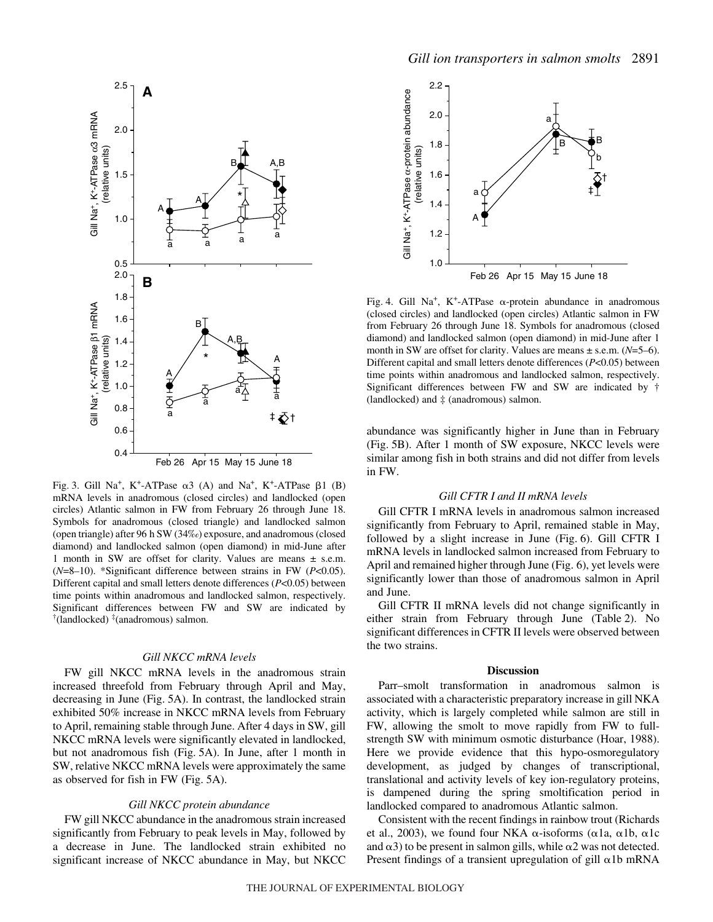Fig. 3. Gill Na$^+$, K$^+$-ATPase $\alpha 3$ (A) and Na$^+$, K$^+$-ATPase $\beta 1$ (B) mRNA levels in anadromous (closed circles) and landlocked (open circles) Atlantic salmon in FW from February 26 through June 18. Symbols for anadromous (closed triangle) and landlocked salmon (open triangle) after 96 h SW (34‰) exposure, and anadromous (closed diamond) and landlocked salmon (open diamond) in mid-June after 1 month in SW are offset for clarity. Values are means ± s.e.m. ($N$=8–10). *Significant difference between strains in FW ($P$<0.05). Different capital and small letters denote differences ($P$<0.05) between time points within anadromous and landlocked salmon, respectively. Significant differences between FW and SW are indicated by †(landlocked) ‡(anadromous) salmon.

Fig. 4. Gill Na$^+$, K$^+$-ATPase $\alpha$-protein abundance in anadromous (closed circles) and landlocked (open circles) Atlantic salmon in FW from February 26 through June 18. Symbols for anadromous (closed diamond) and landlocked salmon (open diamond) in mid-June after 1 month in SW are offset for clarity. Values are means ± s.e.m. ($N$=5–6). Different capital and small letters denote differences ($P$<0.05) between time points within anadromous and landlocked salmon, respectively. Significant differences between FW and SW are indicated by † (landlocked) and ‡ (anadromous) salmon.

### Gill NKCC mRNA levels

FW gill NKCC mRNA levels in the anadromous strain increased threefold from February through April and May, decreasing in June (Fig. 5A). In contrast, the landlocked strain exhibited 50% increase in NKCC mRNA levels from February to April, remaining stable through June. After 4 days in SW, gill NKCC mRNA levels were significantly elevated in landlocked, but not anadromous fish (Fig. 5A). In June, after 1 month in SW, relative NKCC mRNA levels were approximately the same as observed for fish in FW (Fig. 5A).

### Gill NKCC protein abundance

FW gill NKCC abundance in the anadromous strain increased significantly from February to peak levels in May, followed by a decrease in June. The landlocked strain exhibited no significant increase of NKCC abundance in May, but NKCC abundance was significantly higher in June than in February (Fig. 5B). After 1 month of SW exposure, NKCC levels were similar among fish in both strains and did not differ from levels in FW.

### Gill CFTR I and II mRNA levels

Gill CFTR I mRNA levels in anadromous salmon increased significantly from February to April, remained stable in May, followed by a slight increase in June (Fig. 6). Gill CFTR I mRNA levels in landlocked salmon increased from February to April and remained higher through June (Fig. 6), yet levels were significantly lower than those of anadromous salmon in April and June.

Gill CFTR II mRNA levels did not change significantly in either strain from February through June (Table 2). No significant differences in CFTR II levels were observed between the two strains.

## Discussion

Parr–smolt transformation in anadromous salmon is associated with a characteristic preparatory increase in gill NKA activity, which is largely completed while salmon are still in FW, allowing the smolt to move rapidly from FW to full-strength SW with minimum osmotic disturbance (Hoar, 1988). Here we provide evidence that this hypo-osmoregulatory development, as judged by changes of transcriptional, translational and activity levels of key ion-regulatory proteins, is dampened during the spring smoltification period in landlocked compared to anadromous Atlantic salmon.

Consistent with the recent findings in rainbow trout (Richards et al., 2003), we found four NKA $\alpha$-isoforms ($\alpha$1a, $\alpha$1b, $\alpha$1c and $\alpha$3) to be present in salmon gills, while $\alpha$2 was not detected. Present findings of a transient upregulation of gill $\alpha$1b mRNA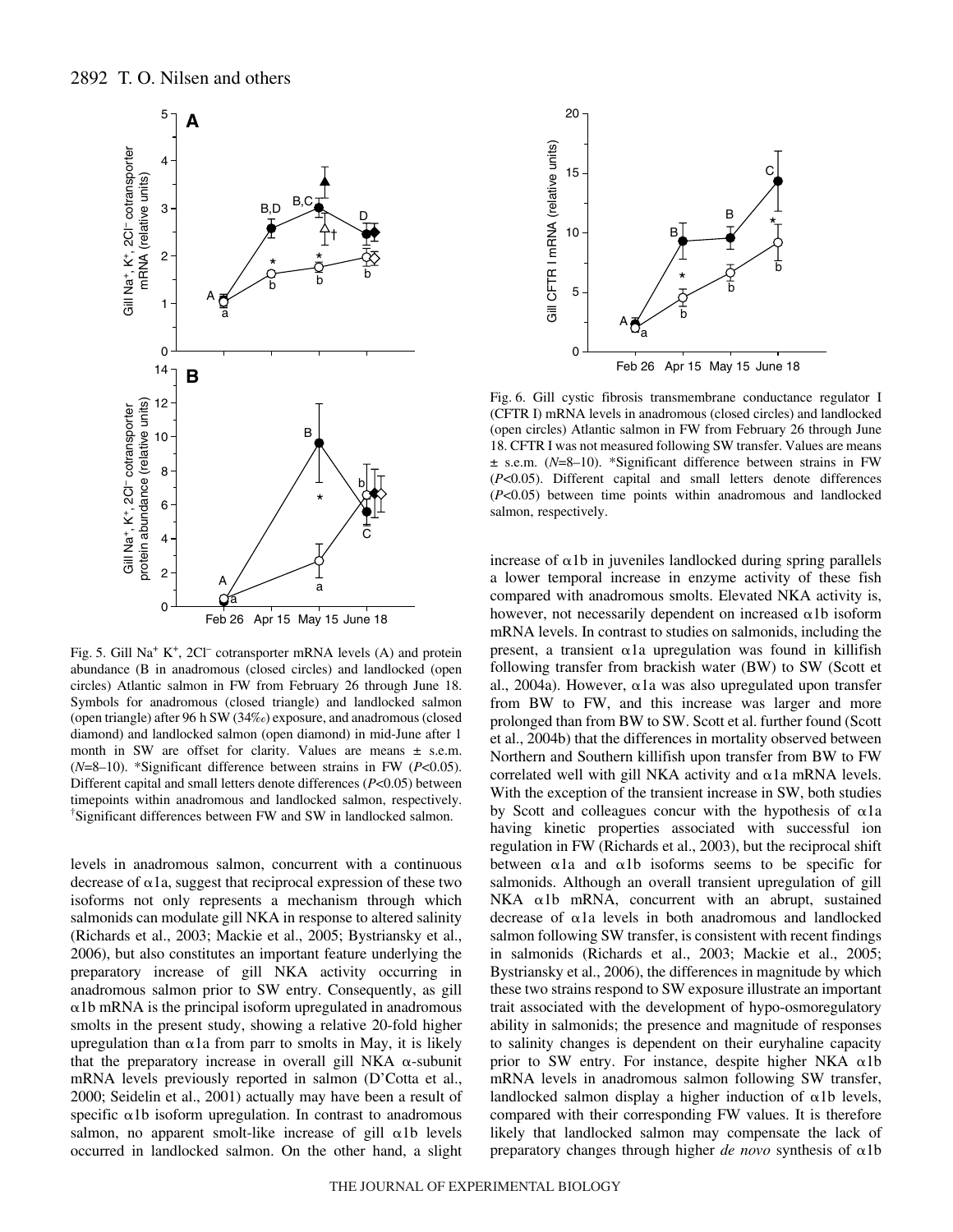Fig. 5. Gill $Na^+$ $K^+$, $2Cl^-$ cotransporter mRNA levels (A) and protein abundance (B in anadromous (closed circles) and landlocked (open circles) Atlantic salmon in FW from February 26 through June 18. Symbols for anadromous (closed triangle) and landlocked salmon (open triangle) after 96 h SW (34‰) exposure, and anadromous (closed diamond) and landlocked salmon (open diamond) in mid-June after 1 month in SW are offset for clarity. Values are means ± s.e.m. ($N$=8–10). *Significant difference between strains in FW ($P$<0.05). Different capital and small letters denote differences ($P$<0.05) between timepoints within anadromous and landlocked salmon, respectively. †Significant differences between FW and SW in landlocked salmon.

Fig. 6. Gill cystic fibrosis transmembrane conductance regulator I (CFTR I) mRNA levels in anadromous (closed circles) and landlocked (open circles) Atlantic salmon in FW from February 26 through June 18. CFTR I was not measured following SW transfer. Values are means ± s.e.m. ($N$=8–10). *Significant difference between strains in FW ($P$<0.05). Different capital and small letters denote differences ($P$<0.05) between time points within anadromous and landlocked salmon, respectively.

levels in anadromous salmon, concurrent with a continuous decrease of α1a, suggest that reciprocal expression of these two isoforms not only represents a mechanism through which salmonids can modulate gill NKA in response to altered salinity (Richards et al., 2003; Mackie et al., 2005; Bystriansky et al., 2006), but also constitutes an important feature underlying the preparatory increase of gill NKA activity occurring in anadromous salmon prior to SW entry. Consequently, as gill α1b mRNA is the principal isoform upregulated in anadromous smolts in the present study, showing a relative 20-fold higher upregulation than α1a from parr to smolts in May, it is likely that the preparatory increase in overall gill NKA α-subunit mRNA levels previously reported in salmon (D'Cotta et al., 2000; Seidelin et al., 2001) actually may have been a result of specific α1b isoform upregulation. In contrast to anadromous salmon, no apparent smolt-like increase of gill α1b levels occurred in landlocked salmon. On the other hand, a slight increase of α1b in juveniles landlocked during spring parallels a lower temporal increase in enzyme activity of these fish compared with anadromous smolts. Elevated NKA activity is, however, not necessarily dependent on increased α1b isoform mRNA levels. In contrast to studies on salmonids, including the present, a transient α1a upregulation was found in killifish following transfer from brackish water (BW) to SW (Scott et al., 2004a). However, α1a was also upregulated upon transfer from BW to FW, and this increase was larger and more prolonged than from BW to SW. Scott et al. further found (Scott et al., 2004b) that the differences in mortality observed between Northern and Southern killifish upon transfer from BW to FW correlated well with gill NKA activity and α1a mRNA levels. With the exception of the transient increase in SW, both studies by Scott and colleagues concur with the hypothesis of α1a having kinetic properties associated with successful ion regulation in FW (Richards et al., 2003), but the reciprocal shift between α1a and α1b isoforms seems to be specific for salmonids. Although an overall transient upregulation of gill NKA α1b mRNA, concurrent with an abrupt, sustained decrease of α1a levels in both anadromous and landlocked salmon following SW transfer, is consistent with recent findings in salmonids (Richards et al., 2003; Mackie et al., 2005; Bystriansky et al., 2006), the differences in magnitude by which these two strains respond to SW exposure illustrate an important trait associated with the development of hypo-osmoregulatory ability in salmonids; the presence and magnitude of responses to salinity changes is dependent on their euryhaline capacity prior to SW entry. For instance, despite higher NKA α1b mRNA levels in anadromous salmon following SW transfer, landlocked salmon display a higher induction of α1b levels, compared with their corresponding FW values. It is therefore likely that landlocked salmon may compensate the lack of preparatory changes through higher *de novo* synthesis of α1b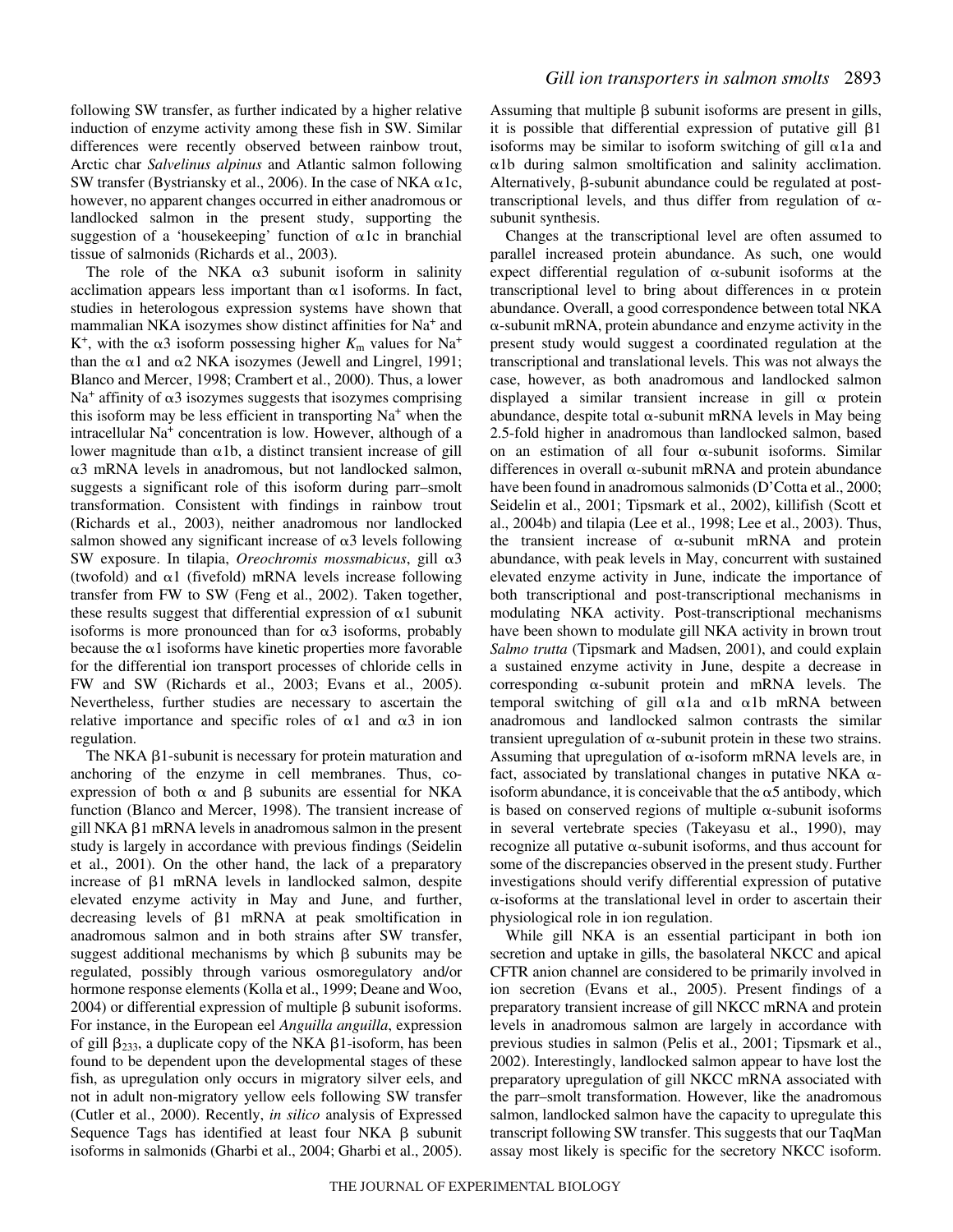following SW transfer, as further indicated by a higher relative induction of enzyme activity among these fish in SW. Similar differences were recently observed between rainbow trout, Arctic char *Salvelinus alpinus* and Atlantic salmon following SW transfer (Bystriansky et al., 2006). In the case of NKA $\alpha$1c, however, no apparent changes occurred in either anadromous or landlocked salmon in the present study, supporting the suggestion of a 'housekeeping' function of $\alpha$1c in branchial tissue of salmonids (Richards et al., 2003).

The role of the NKA $\alpha$3 subunit isoform in salinity acclimation appears less important than $\alpha$1 isoforms. In fact, studies in heterologous expression systems have shown that mammalian NKA isozymes show distinct affinities for $Na^+$ and $K^+$, with the $\alpha$3 isoform possessing higher $K_m$ values for $Na^+$ than the $\alpha$1 and $\alpha$2 NKA isozymes (Jewell and Lingrel, 1991; Blanco and Mercer, 1998; Crambert et al., 2000). Thus, a lower $Na^+$ affinity of $\alpha$3 isozymes suggests that isozymes comprising this isoform may be less efficient in transporting $Na^+$ when the intracellular $Na^+$ concentration is low. However, although of a lower magnitude than $\alpha$1b, a distinct transient increase of gill $\alpha$3 mRNA levels in anadromous, but not landlocked salmon, suggests a significant role of this isoform during parr–smolt transformation. Consistent with findings in rainbow trout (Richards et al., 2003), neither anadromous nor landlocked salmon showed any significant increase of $\alpha$3 levels following SW exposure. In tilapia, *Oreochromis mossmabicus*, gill $\alpha$3 (twofold) and $\alpha$1 (fivefold) mRNA levels increase following transfer from FW to SW (Feng et al., 2002). Taken together, these results suggest that differential expression of $\alpha$1 subunit isoforms is more pronounced than for $\alpha$3 isoforms, probably because the $\alpha$1 isoforms have kinetic properties more favorable for the differential ion transport processes of chloride cells in FW and SW (Richards et al., 2003; Evans et al., 2005). Nevertheless, further studies are necessary to ascertain the relative importance and specific roles of $\alpha$1 and $\alpha$3 in ion regulation.

The NKA $\beta$1-subunit is necessary for protein maturation and anchoring of the enzyme in cell membranes. Thus, co-expression of both $\alpha$ and $\beta$ subunits are essential for NKA function (Blanco and Mercer, 1998). The transient increase of gill NKA $\beta$1 mRNA levels in anadromous salmon in the present study is largely in accordance with previous findings (Seidelin et al., 2001). On the other hand, the lack of a preparatory increase of $\beta$1 mRNA levels in landlocked salmon, despite elevated enzyme activity in May and June, and further, decreasing levels of $\beta$1 mRNA at peak smoltification in anadromous salmon and in both strains after SW transfer, suggest additional mechanisms by which $\beta$ subunits may be regulated, possibly through various osmoregulatory and/or hormone response elements (Kolla et al., 1999; Deane and Woo, 2004) or differential expression of multiple $\beta$ subunit isoforms. For instance, in the European eel *Anguilla anguilla*, expression of gill $\beta_{233}$, a duplicate copy of the NKA $\beta$1-isoform, has been found to be dependent upon the developmental stages of these fish, as upregulation only occurs in migratory silver eels, and not in adult non-migratory yellow eels following SW transfer (Cutler et al., 2000). Recently, *in silico* analysis of Expressed Sequence Tags has identified at least four NKA $\beta$ subunit isoforms in salmonids (Gharbi et al., 2004; Gharbi et al., 2005). Assuming that multiple $\beta$ subunit isoforms are present in gills, it is possible that differential expression of putative gill $\beta$1 isoforms may be similar to isoform switching of gill $\alpha$1a and $\alpha$1b during salmon smoltification and salinity acclimation. Alternatively, $\beta$-subunit abundance could be regulated at post-transcriptional levels, and thus differ from regulation of $\alpha$-subunit synthesis.

Changes at the transcriptional level are often assumed to parallel increased protein abundance. As such, one would expect differential regulation of $\alpha$-subunit isoforms at the transcriptional level to bring about differences in $\alpha$ protein abundance. Overall, a good correspondence between total NKA $\alpha$-subunit mRNA, protein abundance and enzyme activity in the present study would suggest a coordinated regulation at the transcriptional and translational levels. This was not always the case, however, as both anadromous and landlocked salmon displayed a similar transient increase in gill $\alpha$ protein abundance, despite total $\alpha$-subunit mRNA levels in May being 2.5-fold higher in anadromous than landlocked salmon, based on an estimation of all four $\alpha$-subunit isoforms. Similar differences in overall $\alpha$-subunit mRNA and protein abundance have been found in anadromous salmonids (D'Cotta et al., 2000; Seidelin et al., 2001; Tipsmark et al., 2002), killifish (Scott et al., 2004b) and tilapia (Lee et al., 1998; Lee et al., 2003). Thus, the transient increase of $\alpha$-subunit mRNA and protein abundance, with peak levels in May, concurrent with sustained elevated enzyme activity in June, indicate the importance of both transcriptional and post-transcriptional mechanisms in modulating NKA activity. Post-transcriptional mechanisms have been shown to modulate gill NKA activity in brown trout *Salmo trutta* (Tipsmark and Madsen, 2001), and could explain a sustained enzyme activity in June, despite a decrease in corresponding $\alpha$-subunit protein and mRNA levels. The temporal switching of gill $\alpha$1a and $\alpha$1b mRNA between anadromous and landlocked salmon contrasts the similar transient upregulation of $\alpha$-subunit protein in these two strains. Assuming that upregulation of $\alpha$-isoform mRNA levels are, in fact, associated by translational changes in putative NKA $\alpha$-isoform abundance, it is conceivable that the $\alpha$5 antibody, which is based on conserved regions of multiple $\alpha$-subunit isoforms in several vertebrate species (Takeyasu et al., 1990), may recognize all putative $\alpha$-subunit isoforms, and thus account for some of the discrepancies observed in the present study. Further investigations should verify differential expression of putative $\alpha$-isoforms at the translational level in order to ascertain their physiological role in ion regulation.

While gill NKA is an essential participant in both ion secretion and uptake in gills, the basolateral NKCC and apical CFTR anion channel are considered to be primarily involved in ion secretion (Evans et al., 2005). Present findings of a preparatory transient increase of gill NKCC mRNA and protein levels in anadromous salmon are largely in accordance with previous studies in salmon (Pelis et al., 2001; Tipsmark et al., 2002). Interestingly, landlocked salmon appear to have lost the preparatory upregulation of gill NKCC mRNA associated with the parr–smolt transformation. However, like the anadromous salmon, landlocked salmon have the capacity to upregulate this transcript following SW transfer. This suggests that our TaqMan assay most likely is specific for the secretory NKCC isoform.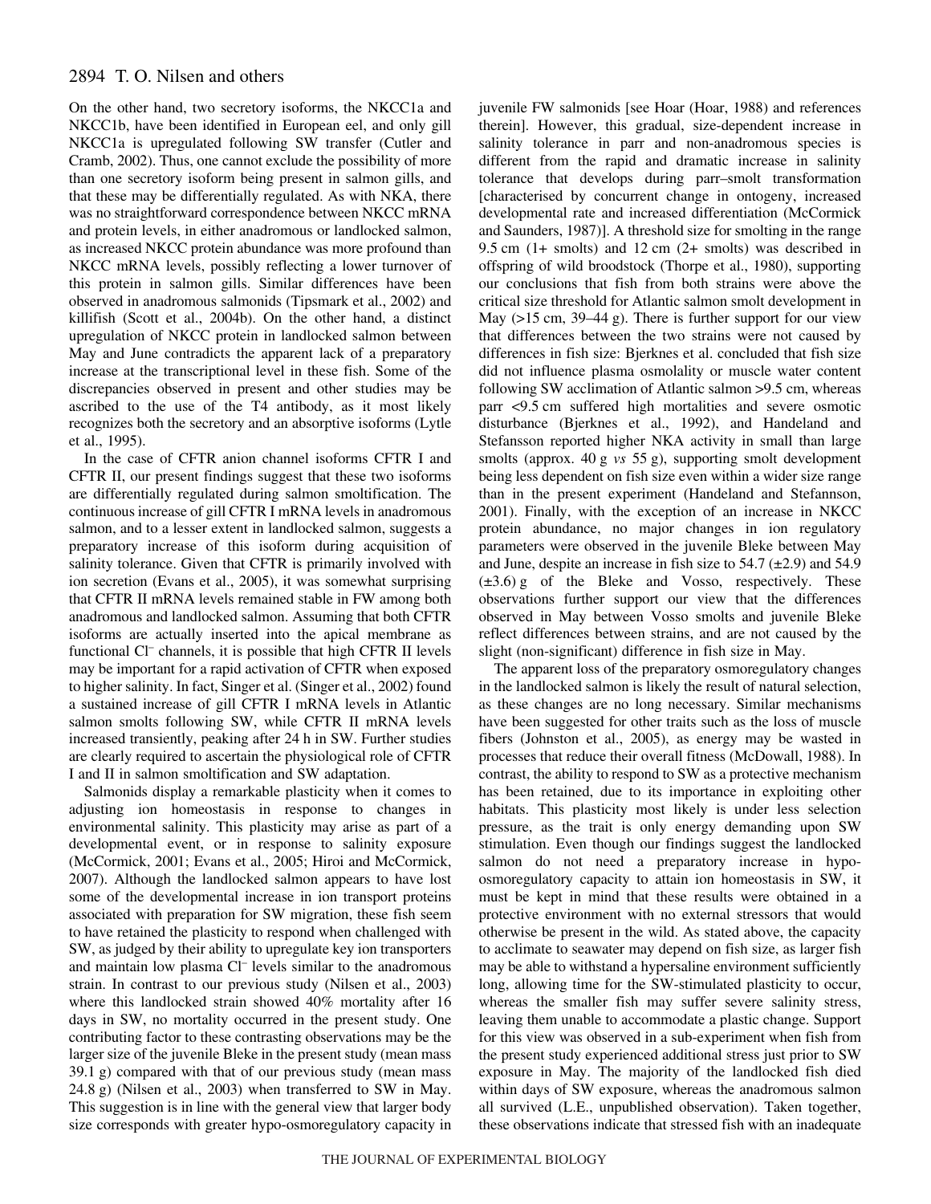On the other hand, two secretory isoforms, the NKCC1a and NKCC1b, have been identified in European eel, and only gill NKCC1a is upregulated following SW transfer (Cutler and Cramb, 2002). Thus, one cannot exclude the possibility of more than one secretory isoform being present in salmon gills, and that these may be differentially regulated. As with NKA, there was no straightforward correspondence between NKCC mRNA and protein levels, in either anadromous or landlocked salmon, as increased NKCC protein abundance was more profound than NKCC mRNA levels, possibly reflecting a lower turnover of this protein in salmon gills. Similar differences have been observed in anadromous salmonids (Tipsmark et al., 2002) and killifish (Scott et al., 2004b). On the other hand, a distinct upregulation of NKCC protein in landlocked salmon between May and June contradicts the apparent lack of a preparatory increase at the transcriptional level in these fish. Some of the discrepancies observed in present and other studies may be ascribed to the use of the T4 antibody, as it most likely recognizes both the secretory and an absorptive isoforms (Lytle et al., 1995).

In the case of CFTR anion channel isoforms CFTR I and CFTR II, our present findings suggest that these two isoforms are differentially regulated during salmon smoltification. The continuous increase of gill CFTR I mRNA levels in anadromous salmon, and to a lesser extent in landlocked salmon, suggests a preparatory increase of this isoform during acquisition of salinity tolerance. Given that CFTR is primarily involved with ion secretion (Evans et al., 2005), it was somewhat surprising that CFTR II mRNA levels remained stable in FW among both anadromous and landlocked salmon. Assuming that both CFTR isoforms are actually inserted into the apical membrane as functional $Cl^-$ channels, it is possible that high CFTR II levels may be important for a rapid activation of CFTR when exposed to higher salinity. In fact, Singer et al. (Singer et al., 2002) found a sustained increase of gill CFTR I mRNA levels in Atlantic salmon smolts following SW, while CFTR II mRNA levels increased transiently, peaking after 24 h in SW. Further studies are clearly required to ascertain the physiological role of CFTR I and II in salmon smoltification and SW adaptation.

Salmonids display a remarkable plasticity when it comes to adjusting ion homeostasis in response to changes in environmental salinity. This plasticity may arise as part of a developmental event, or in response to salinity exposure (McCormick, 2001; Evans et al., 2005; Hiroi and McCormick, 2007). Although the landlocked salmon appears to have lost some of the developmental increase in ion transport proteins associated with preparation for SW migration, these fish seem to have retained the plasticity to respond when challenged with SW, as judged by their ability to upregulate key ion transporters and maintain low plasma $Cl^-$ levels similar to the anadromous strain. In contrast to our previous study (Nilsen et al., 2003) where this landlocked strain showed 40% mortality after 16 days in SW, no mortality occurred in the present study. One contributing factor to these contrasting observations may be the larger size of the juvenile Bleke in the present study (mean mass 39.1 g) compared with that of our previous study (mean mass 24.8 g) (Nilsen et al., 2003) when transferred to SW in May. This suggestion is in line with the general view that larger body size corresponds with greater hypo-osmoregulatory capacity in juvenile FW salmonids [see Hoar (Hoar, 1988) and references therein]. However, this gradual, size-dependent increase in salinity tolerance in parr and non-anadromous species is different from the rapid and dramatic increase in salinity tolerance that develops during parr–smolt transformation [characterised by concurrent change in ontogeny, increased developmental rate and increased differentiation (McCormick and Saunders, 1987)]. A threshold size for smolting in the range 9.5 cm (1+ smolts) and 12 cm (2+ smolts) was described in offspring of wild broodstock (Thorpe et al., 1980), supporting our conclusions that fish from both strains were above the critical size threshold for Atlantic salmon smolt development in May (>15 cm, 39–44 g). There is further support for our view that differences between the two strains were not caused by differences in fish size: Bjerknes et al. concluded that fish size did not influence plasma osmolality or muscle water content following SW acclimation of Atlantic salmon >9.5 cm, whereas parr <9.5 cm suffered high mortalities and severe osmotic disturbance (Bjerknes et al., 1992), and Handeland and Stefansson reported higher NKA activity in small than large smolts (approx. 40 g *vs* 55 g), supporting smolt development being less dependent on fish size even within a wider size range than in the present experiment (Handeland and Stefannson, 2001). Finally, with the exception of an increase in NKCC protein abundance, no major changes in ion regulatory parameters were observed in the juvenile Bleke between May and June, despite an increase in fish size to 54.7 (±2.9) and 54.9 (±3.6) g of the Bleke and Vosso, respectively. These observations further support our view that the differences observed in May between Vosso smolts and juvenile Bleke reflect differences between strains, and are not caused by the slight (non-significant) difference in fish size in May.

The apparent loss of the preparatory osmoregulatory changes in the landlocked salmon is likely the result of natural selection, as these changes are no long necessary. Similar mechanisms have been suggested for other traits such as the loss of muscle fibers (Johnston et al., 2005), as energy may be wasted in processes that reduce their overall fitness (McDowall, 1988). In contrast, the ability to respond to SW as a protective mechanism has been retained, due to its importance in exploiting other habitats. This plasticity most likely is under less selection pressure, as the trait is only energy demanding upon SW stimulation. Even though our findings suggest the landlocked salmon do not need a preparatory increase in hypo-osmoregulatory capacity to attain ion homeostasis in SW, it must be kept in mind that these results were obtained in a protective environment with no external stressors that would otherwise be present in the wild. As stated above, the capacity to acclimate to seawater may depend on fish size, as larger fish may be able to withstand a hypersaline environment sufficiently long, allowing time for the SW-stimulated plasticity to occur, whereas the smaller fish may suffer severe salinity stress, leaving them unable to accommodate a plastic change. Support for this view was observed in a sub-experiment when fish from the present study experienced additional stress just prior to SW exposure in May. The majority of the landlocked fish died within days of SW exposure, whereas the anadromous salmon all survived (L.E., unpublished observation). Taken together, these observations indicate that stressed fish with an inadequate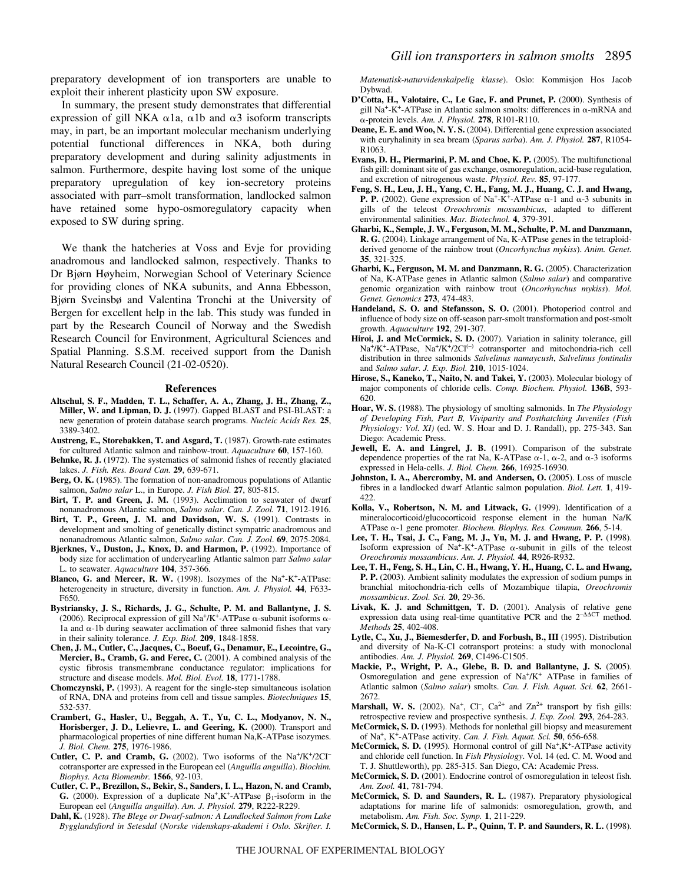preparatory development of ion transporters are unable to exploit their inherent plasticity upon SW exposure.

In summary, the present study demonstrates that differential expression of gill NKA α1a, α1b and α3 isoform transcripts may, in part, be an important molecular mechanism underlying potential functional differences in NKA, both during preparatory development and during salinity adjustments in salmon. Furthermore, despite having lost some of the unique preparatory upregulation of key ion-secretory proteins associated with parr–smolt transformation, landlocked salmon have retained some hypo-osmoregulatory capacity when exposed to SW during spring.

We thank the hatcheries at Voss and Evje for providing anadromous and landlocked salmon, respectively. Thanks to Dr Bjørn Høyheim, Norwegian School of Veterinary Science for providing clones of NKA subunits, and Anna Ebbesson, Bjørn Sveinsbø and Valentina Tronchi at the University of Bergen for excellent help in the lab. This study was funded in part by the Research Council of Norway and the Swedish Research Council for Environment, Agricultural Sciences and Spatial Planning. S.S.M. received support from the Danish Natural Research Council (21-02-0520).

## References

**Altschul, S. F., Madden, T. L., Schaffer, A. A., Zhang, J. H., Zhang, Z., Miller, W. and Lipman, D. J.** (1997). Gapped BLAST and PSI-BLAST: a new generation of protein database search programs. *Nucleic Acids Res.* **25**, 3389-3402.

**Austreng, E., Storebakken, T. and Asgard, T.** (1987). Growth-rate estimates for cultured Atlantic salmon and rainbow-trout. *Aquaculture* **60**, 157-160.

**Behnke, R. J.** (1972). The systematics of salmonid fishes of recently glaciated lakes. *J. Fish. Res. Board Can.* **29**, 639-671.

**Berg, O. K.** (1985). The formation of non-anadromous populations of Atlantic salmon, *Salmo salar* L., in Europe. *J. Fish Biol.* **27**, 805-815.

**Birt, T. P. and Green, J. M.** (1993). Acclimation to seawater of dwarf nonanadromous Atlantic salmon, *Salmo salar*. *Can. J. Zool.* **71**, 1912-1916.

**Birt, T. P., Green, J. M. and Davidson, W. S.** (1991). Contrasts in development and smolting of genetically distinct sympatric anadromous and nonanadromous Atlantic salmon, *Salmo salar*. *Can. J. Zool.* **69**, 2075-2084.

**Bjerknes, V., Duston, J., Knox, D. and Harmon, P.** (1992). Importance of body size for acclimation of underyearling Atlantic salmon parr *Salmo salar* L. to seawater. *Aquaculture* **104**, 357-366.

**Blanco, G. and Mercer, R. W.** (1998). Isozymes of the $Na^+$-$K^+$-ATPase: heterogeneity in structure, diversity in function. *Am. J. Physiol.* **44**, F633-F650.

**Bystriansky, J. S., Richards, J. G., Schulte, P. M. and Ballantyne, J. S.** (2006). Reciprocal expression of gill $Na^+$/$K^+$-ATPase α-subunit isoforms α-1a and α-1b during seawater acclimation of three salmonid fishes that vary in their salinity tolerance. *J. Exp. Biol.* **209**, 1848-1858.

**Chen, J. M., Cutler, C., Jacques, C., Boeuf, G., Denamur, E., Lecointre, G., Mercier, B., Cramb, G. and Ferec, C.** (2001). A combined analysis of the cystic fibrosis transmembrane conductance regulator: implications for structure and disease models. *Mol. Biol. Evol.* **18**, 1771-1788.

**Chomczynski, P.** (1993). A reagent for the single-step simultaneous isolation of RNA, DNA and proteins from cell and tissue samples. *Biotechniques* **15**, 532-537.

**Crambert, G., Hasler, U., Beggah, A. T., Yu, C. L., Modyanov, N. N., Horisberger, J. D., Lelievre, L. and Geering, K.** (2000). Transport and pharmacological properties of nine different human Na,K-ATPase isozymes. *J. Biol. Chem.* **275**, 1976-1986.

**Cutler, C. P. and Cramb, G.** (2002). Two isoforms of the $Na^+$/$K^+$/$2Cl^-$ cotransporter are expressed in the European eel (*Anguilla anguilla*). *Biochim. Biophys. Acta Biomembr.* **1566**, 92-103.

**Cutler, C. P., Brezillon, S., Bekir, S., Sanders, I. L., Hazon, N. and Cramb, G.** (2000). Expression of a duplicate $Na^+$,$K^+$-ATPase $\beta_1$-isoform in the European eel (*Anguilla anguilla*). *Am. J. Physiol.* **279**, R222-R229.

**Dahl, K.** (1928). *The Blege or Dwarf-salmon: A Landlocked Salmon from Lake Bygglandsfiord in Setesdal* (*Norske videnskaps-akademi i Oslo. Skrifter. I. Matematisk-naturvidenskalpelig klasse*). Oslo: Kommisjon Hos Jacob Dybwad.

**D'Cotta, H., Valotaire, C., Le Gac, F. and Prunet, P.** (2000). Synthesis of gill $Na^+$-$K^+$-ATPase in Atlantic salmon smolts: differences in α-mRNA and α-protein levels. *Am. J. Physiol.* **278**, R101-R110.

**Deane, E. E. and Woo, N. Y. S.** (2004). Differential gene expression associated with euryhalinity in sea bream (*Sparus sarba*). *Am. J. Physiol.* **287**, R1054-R1063.

**Evans, D. H., Piermarini, P. M. and Choe, K. P.** (2005). The multifunctional fish gill: dominant site of gas exchange, osmoregulation, acid-base regulation, and excretion of nitrogenous waste. *Physiol. Rev.* **85**, 97-177.

**Feng, S. H., Leu, J. H., Yang, C. H., Fang, M. J., Huang, C. J. and Hwang, P. P.** (2002). Gene expression of $Na^+$-$K^+$-ATPase α-1 and α-3 subunits in gills of the teleost *Oreochromis mossambicus*, adapted to different environmental salinities. *Mar. Biotechnol.* **4**, 379-391.

**Gharbi, K., Semple, J. W., Ferguson, M. M., Schulte, P. M. and Danzmann, R. G.** (2004). Linkage arrangement of Na, K-ATPase genes in the tetraploid-derived genome of the rainbow trout (*Oncorhynchus mykiss*). *Anim. Genet.* **35**, 321-325.

**Gharbi, K., Ferguson, M. M. and Danzmann, R. G.** (2005). Characterization of Na, K-ATPase genes in Atlantic salmon (*Salmo salar*) and comparative genomic organization with rainbow trout (*Oncorhynchus mykiss*). *Mol. Genet. Genomics* **273**, 474-483.

**Handeland, S. O. and Stefansson, S. O.** (2001). Photoperiod control and influence of body size on off-season parr-smolt transformation and post-smolt growth. *Aquaculture* **192**, 291-307.

**Hiroi, J. and McCormick, S. D.** (2007). Variation in salinity tolerance, gill $Na^+$/$K^+$-ATPase, $Na^+$/$K^+$/$2Cl^{(-)}$ cotransporter and mitochondria-rich cell distribution in three salmonids *Salvelinus namaycush*, *Salvelinus fontinalis* and *Salmo salar*. *J. Exp. Biol.* **210**, 1015-1024.

**Hirose, S., Kaneko, T., Naito, N. and Takei, Y.** (2003). Molecular biology of major components of chloride cells. *Comp. Biochem. Physiol.* **136B**, 593-620.

**Hoar, W. S.** (1988). The physiology of smolting salmonids. In *The Physiology of Developing Fish, Part B, Viviparity and Posthatching Juveniles (Fish Physiology: Vol. XI)* (ed. W. S. Hoar and D. J. Randall), pp. 275-343. San Diego: Academic Press.

**Jewell, E. A. and Lingrel, J. B.** (1991). Comparison of the substrate dependence properties of the rat Na, K-ATPase α-1, α-2, and α-3 isoforms expressed in Hela-cells. *J. Biol. Chem.* **266**, 16925-16930.

**Johnston, I. A., Abercromby, M. and Andersen, O.** (2005). Loss of muscle fibres in a landlocked dwarf Atlantic salmon population. *Biol. Lett.* **1**, 419-422.

**Kolla, V., Robertson, N. M. and Litwack, G.** (1999). Identification of a mineralocorticoid/glucocorticoid response element in the human Na/K ATPase α-1 gene promoter. *Biochem. Biophys. Res. Commun.* **266**, 5-14.

**Lee, T. H., Tsai, J. C., Fang, M. J., Yu, M. J. and Hwang, P. P.** (1998). Isoform expression of $Na^+$-$K^+$-ATPase α-subunit in gills of the teleost *Oreochromis mossambicus*. *Am. J. Physiol.* **44**, R926-R932.

**Lee, T. H., Feng, S. H., Lin, C. H., Hwang, Y. H., Huang, C. L. and Hwang, P. P.** (2003). Ambient salinity modulates the expression of sodium pumps in branchial mitochondria-rich cells of Mozambique tilapia, *Oreochromis mossambicus*. *Zool. Sci.* **20**, 29-36.

**Livak, K. J. and Schmittgen, T. D.** (2001). Analysis of relative gene expression data using real-time quantitative PCR and the $2^{-\Delta\Delta CT}$ method. *Methods* **25**, 402-408.

**Lytle, C., Xu, J., Biemesderfer, D. and Forbush, B., III** (1995). Distribution and diversity of Na-K-Cl cotransport proteins: a study with monoclonal antibodies. *Am. J. Physiol.* **269**, C1496-C1505.

**Mackie, P., Wright, P. A., Glebe, B. D. and Ballantyne, J. S.** (2005). Osmoregulation and gene expression of $Na^+$/$K^+$ ATPase in families of Atlantic salmon (*Salmo salar*) smolts. *Can. J. Fish. Aquat. Sci.* **62**, 2661-2672.

**Marshall, W. S.** (2002). $Na^+$, $Cl^-$, $Ca^{2+}$ and $Zn^{2+}$ transport by fish gills: retrospective review and prospective synthesis. *J. Exp. Zool.* **293**, 264-283.

**McCormick, S. D.** (1993). Methods for nonlethal gill biopsy and measurement of $Na^+$, $K^+$-ATPase activity. *Can. J. Fish. Aquat. Sci.* **50**, 656-658.

**McCormick, S. D.** (1995). Hormonal control of gill $Na^+$,$K^+$-ATPase activity and chloride cell function. In *Fish Physiology*. Vol. 14 (ed. C. M. Wood and T. J. Shuttleworth), pp. 285-315. San Diego, CA: Academic Press.

**McCormick, S. D.** (2001). Endocrine control of osmoregulation in teleost fish. *Am. Zool.* **41**, 781-794.

**McCormick, S. D. and Saunders, R. L.** (1987). Preparatory physiological adaptations for marine life of salmonids: osmoregulation, growth, and metabolism. *Am. Fish. Soc. Symp.* **1**, 211-229.

**McCormick, S. D., Hansen, L. P., Quinn, T. P. and Saunders, R. L.** (1998).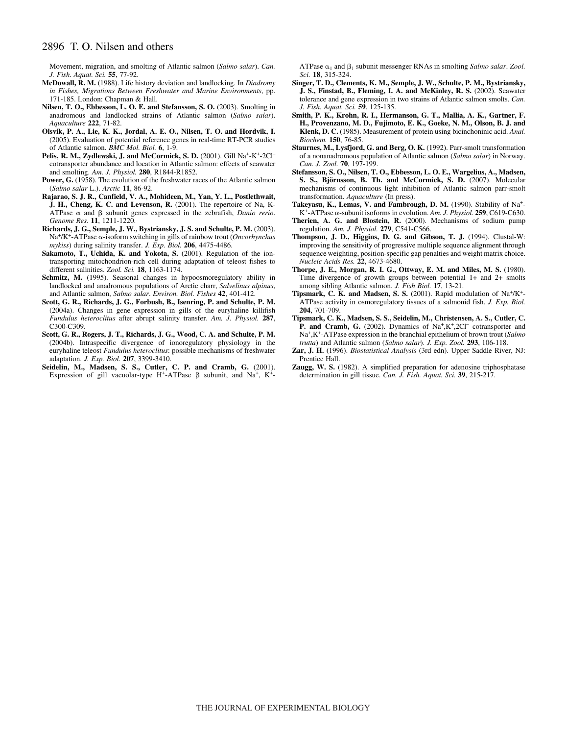Movement, migration, and smolting of Atlantic salmon (*Salmo salar*). *Can. J. Fish. Aquat. Sci.* **55**, 77-92.

**McDowall, R. M.** (1988). Life history deviation and landlocking. In *Diadromy in Fishes, Migrations Between Freshwater and Marine Environments*, pp. 171-185. London: Chapman & Hall.

**Nilsen, T. O., Ebbesson, L. O. E. and Stefansson, S. O.** (2003). Smolting in anadromous and landlocked strains of Atlantic salmon (*Salmo salar*). *Aquaculture* **222**, 71-82.

**Olsvik, P. A., Lie, K. K., Jordal, A. E. O., Nilsen, T. O. and Hordvik, I.** (2005). Evaluation of potential reference genes in real-time RT-PCR studies of Atlantic salmon. *BMC Mol. Biol.* **6**, 1-9.

**Pelis, R. M., Zydlewski, J. and McCormick, S. D.** (2001). Gill $Na^+$-$K^+$-$2Cl^-$ cotransporter abundance and location in Atlantic salmon: effects of seawater and smolting. *Am. J. Physiol.* **280**, R1844-R1852.

**Power, G.** (1958). The evolution of the freshwater races of the Atlantic salmon (*Salmo salar* L.). *Arctic* **11**, 86-92.

**Rajarao, S. J. R., Canfield, V. A., Mohideen, M., Yan, Y. L., Postlethwait, J. H., Cheng, K. C. and Levenson, R.** (2001). The repertoire of Na, K-ATPase α and β subunit genes expressed in the zebrafish, *Danio rerio*. *Genome Res.* **11**, 1211-1220.

**Richards, J. G., Semple, J. W., Bystriansky, J. S. and Schulte, P. M.** (2003). $Na^+$/$K^+$-ATPase α-isoform switching in gills of rainbow trout (*Oncorhynchus mykiss*) during salinity transfer. *J. Exp. Biol.* **206**, 4475-4486.

**Sakamoto, T., Uchida, K. and Yokota, S.** (2001). Regulation of the ion-transporting mitochondrion-rich cell during adaptation of teleost fishes to different salinities. *Zool. Sci.* **18**, 1163-1174.

**Schmitz, M.** (1995). Seasonal changes in hypoosmoregulatory ability in landlocked and anadromous populations of Arctic charr, *Salvelinus alpinus*, and Atlantic salmon, *Salmo salar*. *Environ. Biol. Fishes* **42**, 401-412.

**Scott, G. R., Richards, J. G., Forbush, B., Isenring, P. and Schulte, P. M.** (2004a). Changes in gene expression in gills of the euryhaline killifish *Fundulus heteroclitus* after abrupt salinity transfer. *Am. J. Physiol.* **287**, C300-C309.

**Scott, G. R., Rogers, J. T., Richards, J. G., Wood, C. A. and Schulte, P. M.** (2004b). Intraspecific divergence of ionoregulatory physiology in the euryhaline teleost *Fundulus heteroclitus*: possible mechanisms of freshwater adaptation. *J. Exp. Biol.* **207**, 3399-3410.

**Seidelin, M., Madsen, S. S., Cutler, C. P. and Cramb, G.** (2001). Expression of gill vacuolar-type $H^+$-ATPase β subunit, and $Na^+$, $K^+$-ATPase $\alpha_1$ and $\beta_1$ subunit messenger RNAs in smolting *Salmo salar*. *Zool. Sci.* **18**, 315-324.

**Singer, T. D., Clements, K. M., Semple, J. W., Schulte, P. M., Bystriansky, J. S., Finstad, B., Fleming, I. A. and McKinley, R. S.** (2002). Seawater tolerance and gene expression in two strains of Atlantic salmon smolts. *Can. J. Fish. Aquat. Sci.* **59**, 125-135.

**Smith, P. K., Krohn, R. I., Hermanson, G. T., Mallia, A. K., Gartner, F. H., Provenzano, M. D., Fujimoto, E. K., Goeke, N. M., Olson, B. J. and Klenk, D. C.** (1985). Measurement of protein using bicinchoninic acid. *Anal. Biochem.* **150**, 76-85.

**Staurnes, M., Lysfjord, G. and Berg, O. K.** (1992). Parr-smolt transformation of a nonanadromous population of Atlantic salmon (*Salmo salar*) in Norway. *Can. J. Zool.* **70**, 197-199.

**Stefansson, S. O., Nilsen, T. O., Ebbesson, L. O. E., Wargelius, A., Madsen, S. S., Björnsson, B. Th. and McCormick, S. D.** (2007). Molecular mechanisms of continuous light inhibition of Atlantic salmon parr-smolt transformation. *Aquaculture* (In press).

**Takeyasu, K., Lemas, V. and Fambrough, D. M.** (1990). Stability of $Na^+$-$K^+$-ATPase α-subunit isoforms in evolution. *Am. J. Physiol.* **259**, C619-C630.

**Therien, A. G. and Blostein, R.** (2000). Mechanisms of sodium pump regulation. *Am. J. Physiol.* **279**, C541-C566.

**Thompson, J. D., Higgins, D. G. and Gibson, T. J.** (1994). Clustal-W: improving the sensitivity of progressive multiple sequence alignment through sequence weighting, position-specific gap penalties and weight matrix choice. *Nucleic Acids Res.* **22**, 4673-4680.

**Thorpe, J. E., Morgan, R. I. G., Ottway, E. M. and Miles, M. S.** (1980). Time divergence of growth groups between potential 1+ and 2+ smolts among sibling Atlantic salmon. *J. Fish Biol.* **17**, 13-21.

**Tipsmark, C. K. and Madsen, S. S.** (2001). Rapid modulation of $Na^+$/$K^+$-ATPase activity in osmoregulatory tissues of a salmonid fish. *J. Exp. Biol.* **204**, 701-709.

**Tipsmark, C. K., Madsen, S. S., Seidelin, M., Christensen, A. S., Cutler, C. P. and Cramb, G.** (2002). Dynamics of $Na^+$,$K^+$,$2Cl^-$ cotransporter and $Na^+$,$K^+$-ATPase expression in the branchial epithelium of brown trout (*Salmo trutta*) and Atlantic salmon (*Salmo salar*). *J. Exp. Zool.* **293**, 106-118.

**Zar, J. H.** (1996). *Biostatistical Analysis* (3rd edn). Upper Saddle River, NJ: Prentice Hall.

**Zaugg, W. S.** (1982). A simplified preparation for adenosine triphosphatase determination in gill tissue. *Can. J. Fish. Aquat. Sci.* **39**, 215-217.